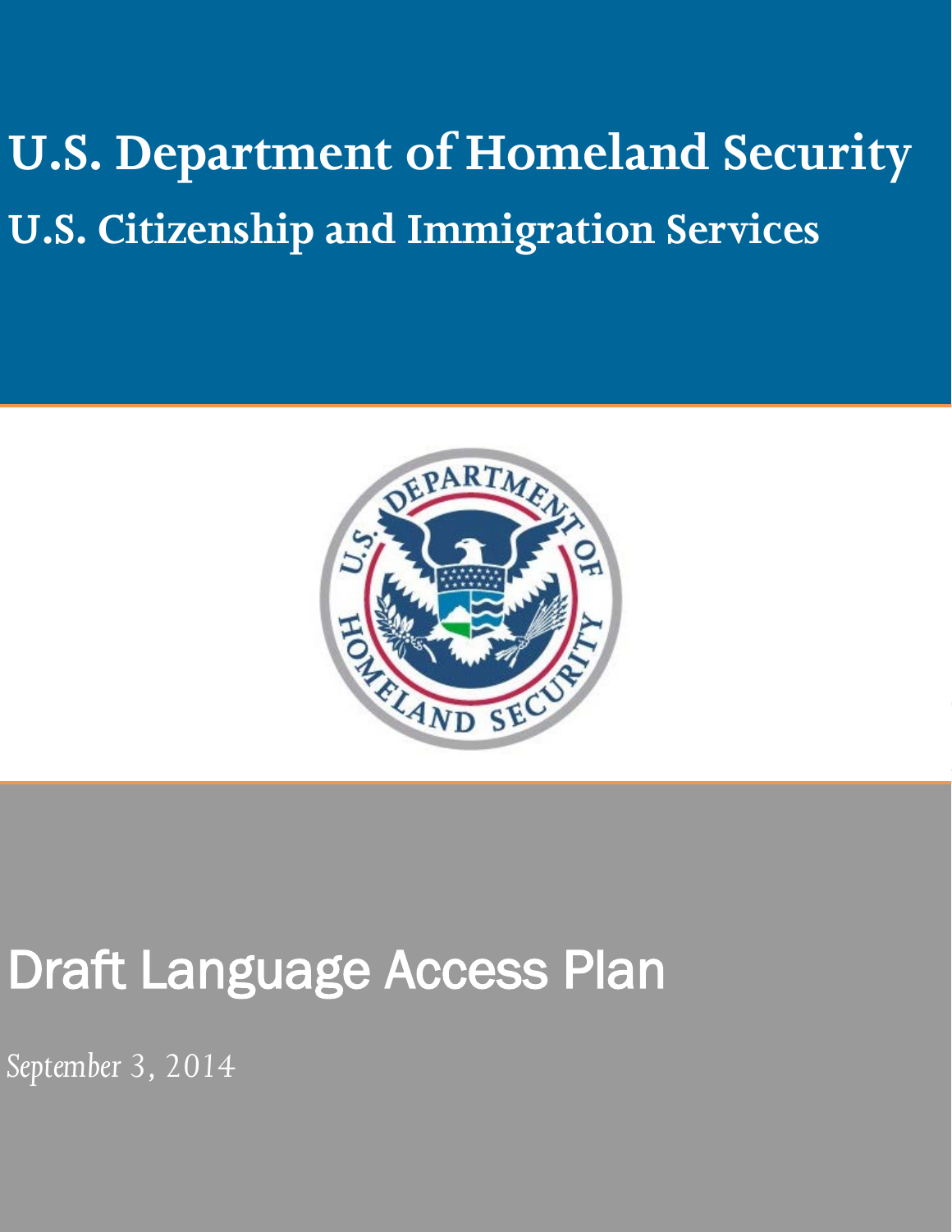# U.S. Department of Homeland Security

## U.S. Citizenship and Immigration Services

# Draft Language Access Plan

*September 3, 2014*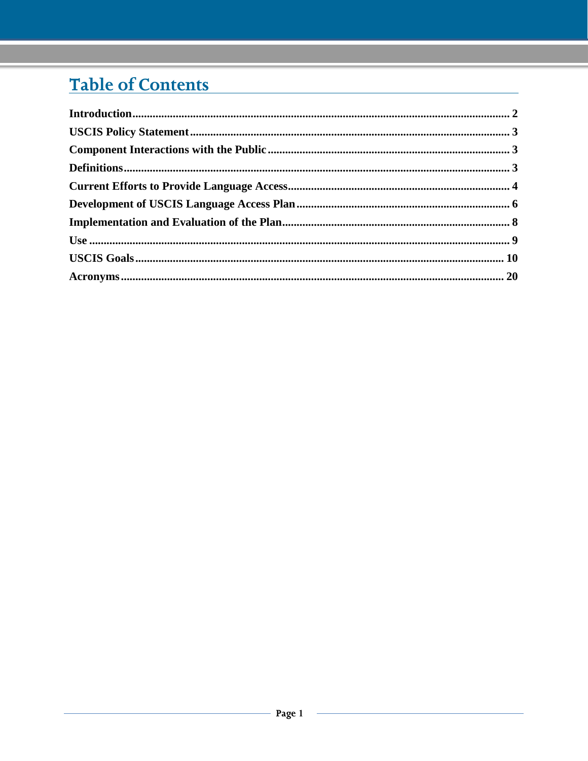# Table of Contents

**Introduction** .................................................................................................................. 2
**USCIS Policy Statement** ............................................................................................. 3
**Component Interactions with the Public** ................................................................... 3
**Definitions** ................................................................................................................... 3
**Current Efforts to Provide Language Access** ............................................................ 4
**Development of USCIS Language Access Plan** ......................................................... 6
**Implementation and Evaluation of the Plan** .............................................................. 8
**Use** ............................................................................................................................... 9
**USCIS Goals** .............................................................................................................. 10
**Acronyms** .................................................................................................................. 20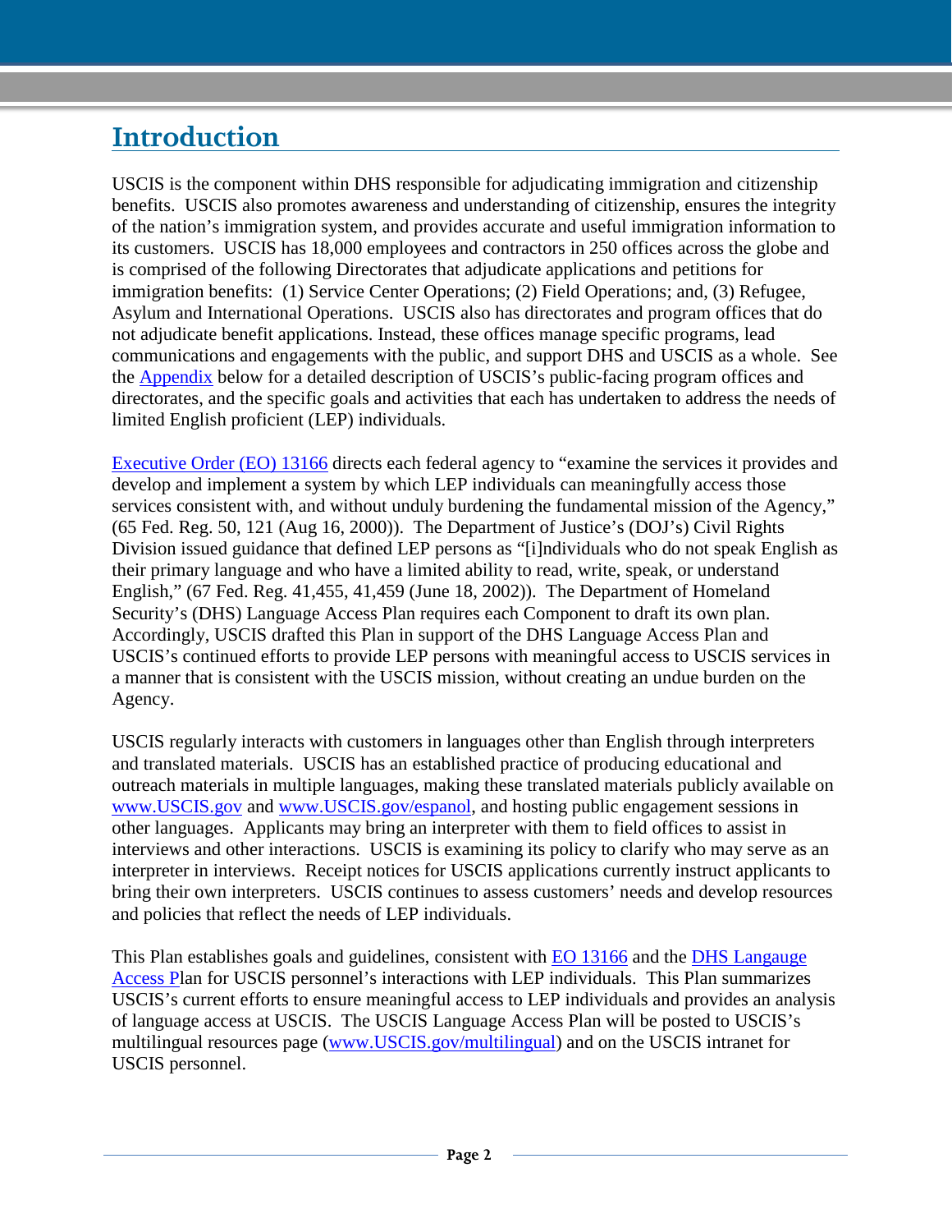# Introduction

USCIS is the component within DHS responsible for adjudicating immigration and citizenship benefits. USCIS also promotes awareness and understanding of citizenship, ensures the integrity of the nation's immigration system, and provides accurate and useful immigration information to its customers. USCIS has 18,000 employees and contractors in 250 offices across the globe and is comprised of the following Directorates that adjudicate applications and petitions for immigration benefits: (1) Service Center Operations; (2) Field Operations; and, (3) Refugee, Asylum and International Operations. USCIS also has directorates and program offices that do not adjudicate benefit applications. Instead, these offices manage specific programs, lead communications and engagements with the public, and support DHS and USCIS as a whole. See the [Appendix] below for a detailed description of USCIS's public-facing program offices and directorates, and the specific goals and activities that each has undertaken to address the needs of limited English proficient (LEP) individuals.

[Executive Order (EO) 13166] directs each federal agency to "examine the services it provides and develop and implement a system by which LEP individuals can meaningfully access those services consistent with, and without unduly burdening the fundamental mission of the Agency," (65 Fed. Reg. 50, 121 (Aug 16, 2000)). The Department of Justice's (DOJ's) Civil Rights Division issued guidance that defined LEP persons as "[i]ndividuals who do not speak English as their primary language and who have a limited ability to read, write, speak, or understand English," (67 Fed. Reg. 41,455, 41,459 (June 18, 2002)). The Department of Homeland Security's (DHS) Language Access Plan requires each Component to draft its own plan. Accordingly, USCIS drafted this Plan in support of the DHS Language Access Plan and USCIS's continued efforts to provide LEP persons with meaningful access to USCIS services in a manner that is consistent with the USCIS mission, without creating an undue burden on the Agency.

USCIS regularly interacts with customers in languages other than English through interpreters and translated materials. USCIS has an established practice of producing educational and outreach materials in multiple languages, making these translated materials publicly available on www.USCIS.gov and www.USCIS.gov/espanol, and hosting public engagement sessions in other languages. Applicants may bring an interpreter with them to field offices to assist in interviews and other interactions. USCIS is examining its policy to clarify who may serve as an interpreter in interviews. Receipt notices for USCIS applications currently instruct applicants to bring their own interpreters. USCIS continues to assess customers' needs and develop resources and policies that reflect the needs of LEP individuals.

This Plan establishes goals and guidelines, consistent with [EO 13166] and the [DHS Langauge Access Plan] for USCIS personnel's interactions with LEP individuals. This Plan summarizes USCIS's current efforts to ensure meaningful access to LEP individuals and provides an analysis of language access at USCIS. The USCIS Language Access Plan will be posted to USCIS's multilingual resources page (www.USCIS.gov/multilingual) and on the USCIS intranet for USCIS personnel.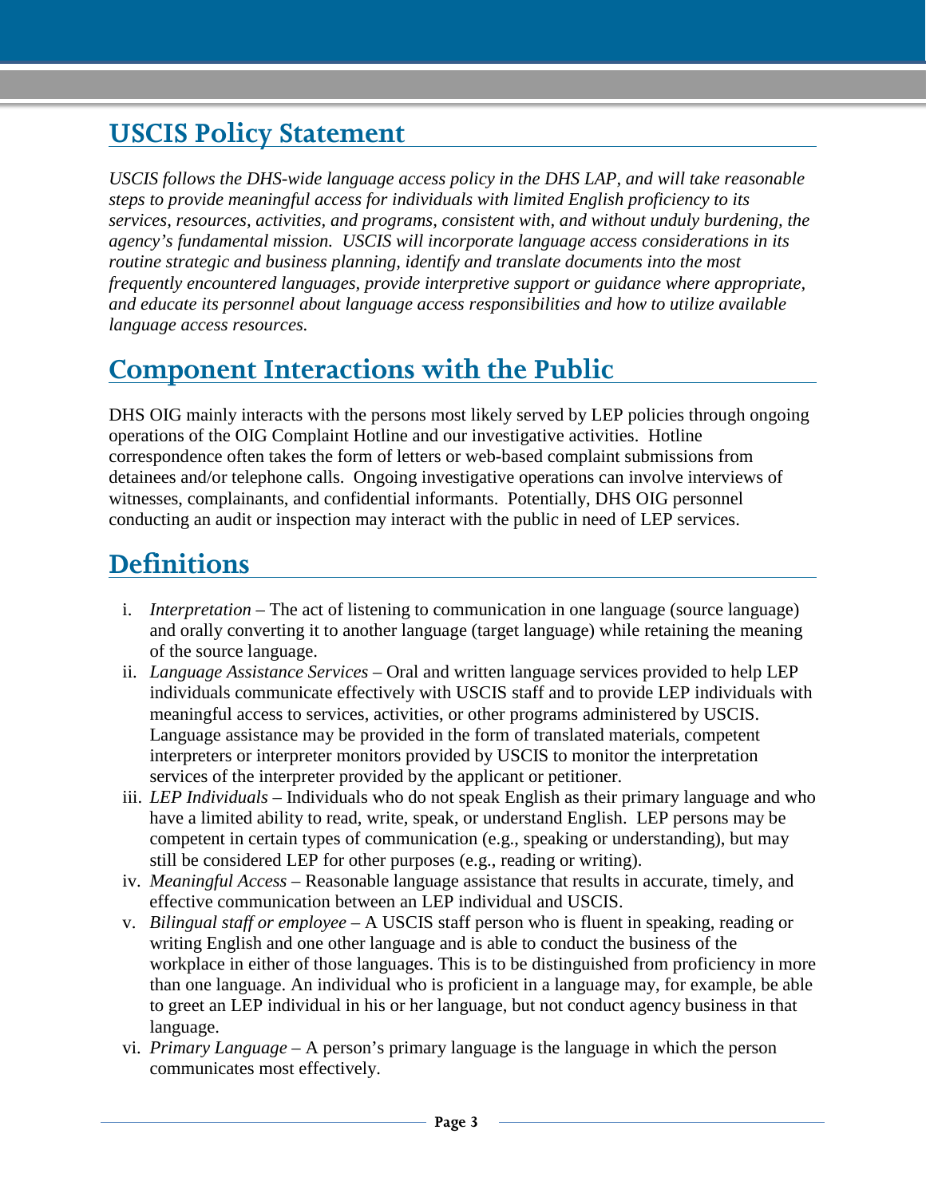## USCIS Policy Statement

*USCIS follows the DHS-wide language access policy in the DHS LAP, and will take reasonable steps to provide meaningful access for individuals with limited English proficiency to its services, resources, activities, and programs, consistent with, and without unduly burdening, the agency's fundamental mission. USCIS will incorporate language access considerations in its routine strategic and business planning, identify and translate documents into the most frequently encountered languages, provide interpretive support or guidance where appropriate, and educate its personnel about language access responsibilities and how to utilize available language access resources.*

## Component Interactions with the Public

DHS OIG mainly interacts with the persons most likely served by LEP policies through ongoing operations of the OIG Complaint Hotline and our investigative activities. Hotline correspondence often takes the form of letters or web-based complaint submissions from detainees and/or telephone calls. Ongoing investigative operations can involve interviews of witnesses, complainants, and confidential informants. Potentially, DHS OIG personnel conducting an audit or inspection may interact with the public in need of LEP services.

## Definitions

i. *Interpretation* – The act of listening to communication in one language (source language) and orally converting it to another language (target language) while retaining the meaning of the source language.

ii. *Language Assistance Services* – Oral and written language services provided to help LEP individuals communicate effectively with USCIS staff and to provide LEP individuals with meaningful access to services, activities, or other programs administered by USCIS. Language assistance may be provided in the form of translated materials, competent interpreters or interpreter monitors provided by USCIS to monitor the interpretation services of the interpreter provided by the applicant or petitioner.

iii. *LEP Individuals* – Individuals who do not speak English as their primary language and who have a limited ability to read, write, speak, or understand English. LEP persons may be competent in certain types of communication (e.g., speaking or understanding), but may still be considered LEP for other purposes (e.g., reading or writing).

iv. *Meaningful Access* – Reasonable language assistance that results in accurate, timely, and effective communication between an LEP individual and USCIS.

v. *Bilingual staff or employee* – A USCIS staff person who is fluent in speaking, reading or writing English and one other language and is able to conduct the business of the workplace in either of those languages. This is to be distinguished from proficiency in more than one language. An individual who is proficient in a language may, for example, be able to greet an LEP individual in his or her language, but not conduct agency business in that language.

vi. *Primary Language* – A person's primary language is the language in which the person communicates most effectively.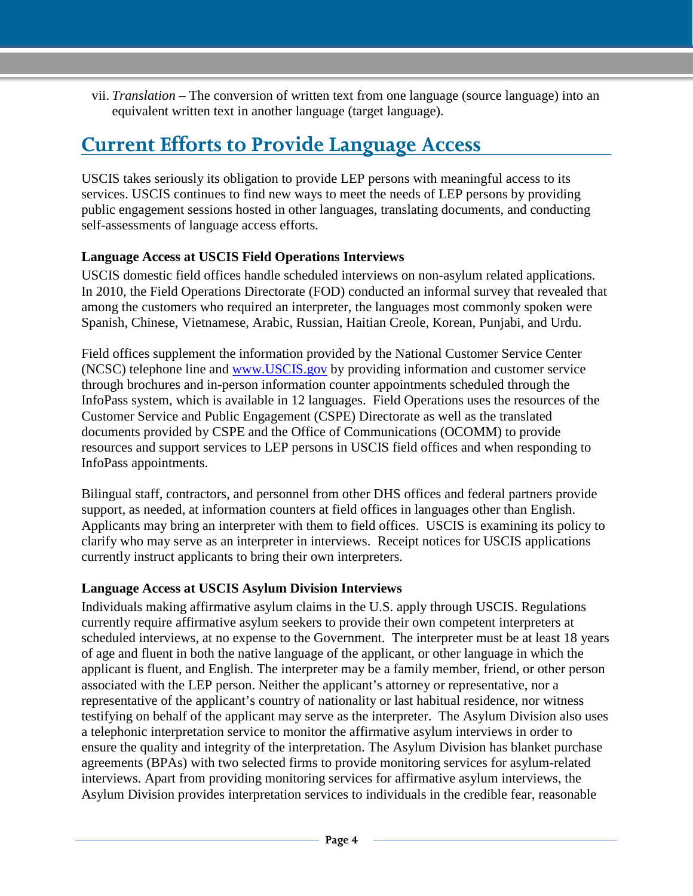vii. *Translation* – The conversion of written text from one language (source language) into an equivalent written text in another language (target language).

## Current Efforts to Provide Language Access

USCIS takes seriously its obligation to provide LEP persons with meaningful access to its services. USCIS continues to find new ways to meet the needs of LEP persons by providing public engagement sessions hosted in other languages, translating documents, and conducting self-assessments of language access efforts.

**Language Access at USCIS Field Operations Interviews**

USCIS domestic field offices handle scheduled interviews on non-asylum related applications. In 2010, the Field Operations Directorate (FOD) conducted an informal survey that revealed that among the customers who required an interpreter, the languages most commonly spoken were Spanish, Chinese, Vietnamese, Arabic, Russian, Haitian Creole, Korean, Punjabi, and Urdu.

Field offices supplement the information provided by the National Customer Service Center (NCSC) telephone line and [www.USCIS.gov](http://www.USCIS.gov) by providing information and customer service through brochures and in-person information counter appointments scheduled through the InfoPass system, which is available in 12 languages. Field Operations uses the resources of the Customer Service and Public Engagement (CSPE) Directorate as well as the translated documents provided by CSPE and the Office of Communications (OCOMM) to provide resources and support services to LEP persons in USCIS field offices and when responding to InfoPass appointments.

Bilingual staff, contractors, and personnel from other DHS offices and federal partners provide support, as needed, at information counters at field offices in languages other than English. Applicants may bring an interpreter with them to field offices. USCIS is examining its policy to clarify who may serve as an interpreter in interviews. Receipt notices for USCIS applications currently instruct applicants to bring their own interpreters.

**Language Access at USCIS Asylum Division Interviews**

Individuals making affirmative asylum claims in the U.S. apply through USCIS. Regulations currently require affirmative asylum seekers to provide their own competent interpreters at scheduled interviews, at no expense to the Government. The interpreter must be at least 18 years of age and fluent in both the native language of the applicant, or other language in which the applicant is fluent, and English. The interpreter may be a family member, friend, or other person associated with the LEP person. Neither the applicant's attorney or representative, nor a representative of the applicant's country of nationality or last habitual residence, nor witness testifying on behalf of the applicant may serve as the interpreter. The Asylum Division also uses a telephonic interpretation service to monitor the affirmative asylum interviews in order to ensure the quality and integrity of the interpretation. The Asylum Division has blanket purchase agreements (BPAs) with two selected firms to provide monitoring services for asylum-related interviews. Apart from providing monitoring services for affirmative asylum interviews, the Asylum Division provides interpretation services to individuals in the credible fear, reasonable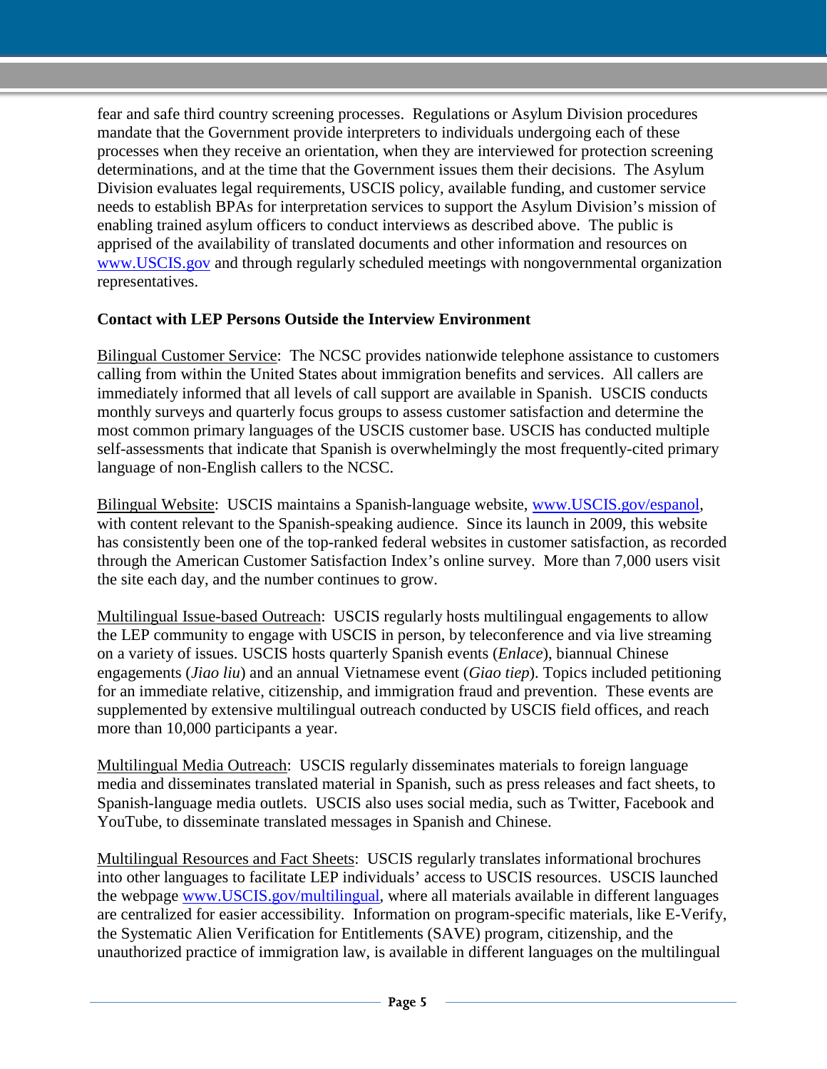fear and safe third country screening processes. Regulations or Asylum Division procedures mandate that the Government provide interpreters to individuals undergoing each of these processes when they receive an orientation, when they are interviewed for protection screening determinations, and at the time that the Government issues them their decisions. The Asylum Division evaluates legal requirements, USCIS policy, available funding, and customer service needs to establish BPAs for interpretation services to support the Asylum Division's mission of enabling trained asylum officers to conduct interviews as described above. The public is apprised of the availability of translated documents and other information and resources on [www.USCIS.gov](http://www.USCIS.gov) and through regularly scheduled meetings with nongovernmental organization representatives.

**Contact with LEP Persons Outside the Interview Environment**

Bilingual Customer Service: The NCSC provides nationwide telephone assistance to customers calling from within the United States about immigration benefits and services. All callers are immediately informed that all levels of call support are available in Spanish. USCIS conducts monthly surveys and quarterly focus groups to assess customer satisfaction and determine the most common primary languages of the USCIS customer base. USCIS has conducted multiple self-assessments that indicate that Spanish is overwhelmingly the most frequently-cited primary language of non-English callers to the NCSC.

Bilingual Website: USCIS maintains a Spanish-language website, [www.USCIS.gov/espanol](http://www.USCIS.gov/espanol), with content relevant to the Spanish-speaking audience. Since its launch in 2009, this website has consistently been one of the top-ranked federal websites in customer satisfaction, as recorded through the American Customer Satisfaction Index's online survey. More than 7,000 users visit the site each day, and the number continues to grow.

Multilingual Issue-based Outreach: USCIS regularly hosts multilingual engagements to allow the LEP community to engage with USCIS in person, by teleconference and via live streaming on a variety of issues. USCIS hosts quarterly Spanish events (*Enlace*), biannual Chinese engagements (*Jiao liu*) and an annual Vietnamese event (*Giao tiep*). Topics included petitioning for an immediate relative, citizenship, and immigration fraud and prevention. These events are supplemented by extensive multilingual outreach conducted by USCIS field offices, and reach more than 10,000 participants a year.

Multilingual Media Outreach: USCIS regularly disseminates materials to foreign language media and disseminates translated material in Spanish, such as press releases and fact sheets, to Spanish-language media outlets. USCIS also uses social media, such as Twitter, Facebook and YouTube, to disseminate translated messages in Spanish and Chinese.

Multilingual Resources and Fact Sheets: USCIS regularly translates informational brochures into other languages to facilitate LEP individuals' access to USCIS resources. USCIS launched the webpage [www.USCIS.gov/multilingual](http://www.USCIS.gov/multilingual), where all materials available in different languages are centralized for easier accessibility. Information on program-specific materials, like E-Verify, the Systematic Alien Verification for Entitlements (SAVE) program, citizenship, and the unauthorized practice of immigration law, is available in different languages on the multilingual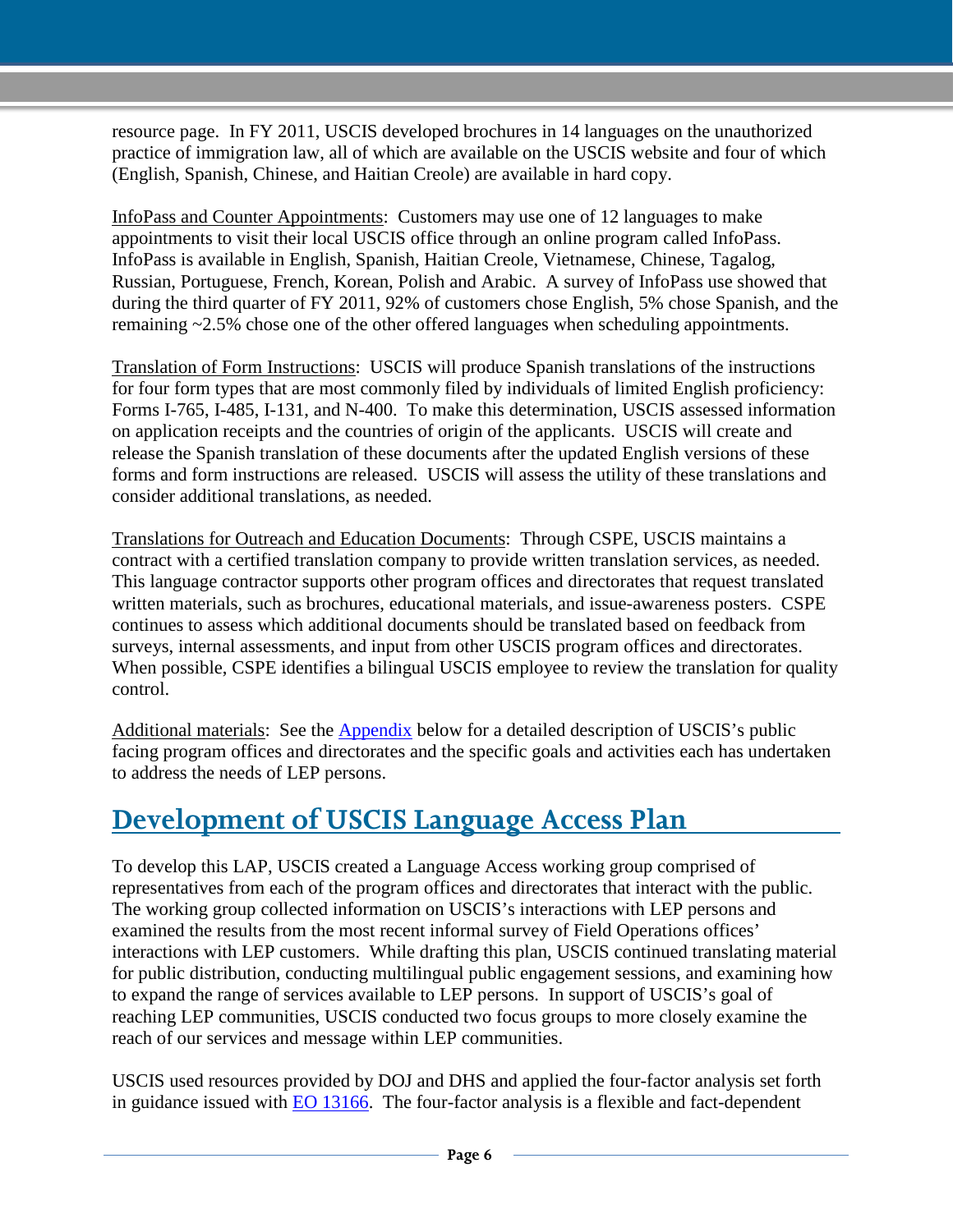resource page. In FY 2011, USCIS developed brochures in 14 languages on the unauthorized practice of immigration law, all of which are available on the USCIS website and four of which (English, Spanish, Chinese, and Haitian Creole) are available in hard copy.

InfoPass and Counter Appointments: Customers may use one of 12 languages to make appointments to visit their local USCIS office through an online program called InfoPass. InfoPass is available in English, Spanish, Haitian Creole, Vietnamese, Chinese, Tagalog, Russian, Portuguese, French, Korean, Polish and Arabic. A survey of InfoPass use showed that during the third quarter of FY 2011, 92% of customers chose English, 5% chose Spanish, and the remaining ~2.5% chose one of the other offered languages when scheduling appointments.

Translation of Form Instructions: USCIS will produce Spanish translations of the instructions for four form types that are most commonly filed by individuals of limited English proficiency: Forms I-765, I-485, I-131, and N-400. To make this determination, USCIS assessed information on application receipts and the countries of origin of the applicants. USCIS will create and release the Spanish translation of these documents after the updated English versions of these forms and form instructions are released. USCIS will assess the utility of these translations and consider additional translations, as needed.

Translations for Outreach and Education Documents: Through CSPE, USCIS maintains a contract with a certified translation company to provide written translation services, as needed. This language contractor supports other program offices and directorates that request translated written materials, such as brochures, educational materials, and issue-awareness posters. CSPE continues to assess which additional documents should be translated based on feedback from surveys, internal assessments, and input from other USCIS program offices and directorates. When possible, CSPE identifies a bilingual USCIS employee to review the translation for quality control.

Additional materials: See the Appendix below for a detailed description of USCIS's public facing program offices and directorates and the specific goals and activities each has undertaken to address the needs of LEP persons.

## Development of USCIS Language Access Plan

To develop this LAP, USCIS created a Language Access working group comprised of representatives from each of the program offices and directorates that interact with the public. The working group collected information on USCIS's interactions with LEP persons and examined the results from the most recent informal survey of Field Operations offices' interactions with LEP customers. While drafting this plan, USCIS continued translating material for public distribution, conducting multilingual public engagement sessions, and examining how to expand the range of services available to LEP persons. In support of USCIS's goal of reaching LEP communities, USCIS conducted two focus groups to more closely examine the reach of our services and message within LEP communities.

USCIS used resources provided by DOJ and DHS and applied the four-factor analysis set forth in guidance issued with EO 13166. The four-factor analysis is a flexible and fact-dependent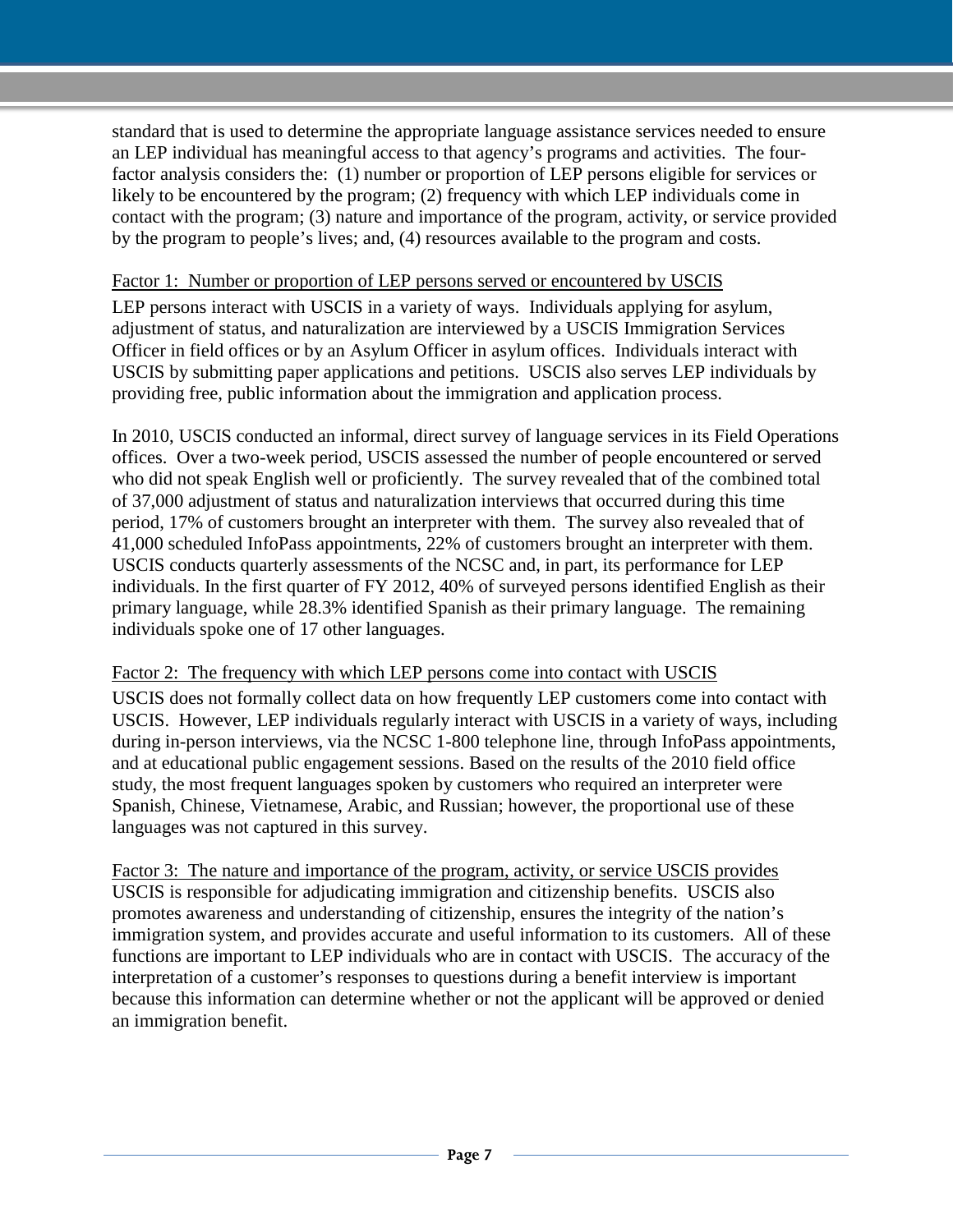standard that is used to determine the appropriate language assistance services needed to ensure an LEP individual has meaningful access to that agency's programs and activities. The four-factor analysis considers the: (1) number or proportion of LEP persons eligible for services or likely to be encountered by the program; (2) frequency with which LEP individuals come in contact with the program; (3) nature and importance of the program, activity, or service provided by the program to people's lives; and, (4) resources available to the program and costs.

Factor 1: Number or proportion of LEP persons served or encountered by USCIS

LEP persons interact with USCIS in a variety of ways. Individuals applying for asylum, adjustment of status, and naturalization are interviewed by a USCIS Immigration Services Officer in field offices or by an Asylum Officer in asylum offices. Individuals interact with USCIS by submitting paper applications and petitions. USCIS also serves LEP individuals by providing free, public information about the immigration and application process.

In 2010, USCIS conducted an informal, direct survey of language services in its Field Operations offices. Over a two-week period, USCIS assessed the number of people encountered or served who did not speak English well or proficiently. The survey revealed that of the combined total of 37,000 adjustment of status and naturalization interviews that occurred during this time period, 17% of customers brought an interpreter with them. The survey also revealed that of 41,000 scheduled InfoPass appointments, 22% of customers brought an interpreter with them. USCIS conducts quarterly assessments of the NCSC and, in part, its performance for LEP individuals. In the first quarter of FY 2012, 40% of surveyed persons identified English as their primary language, while 28.3% identified Spanish as their primary language. The remaining individuals spoke one of 17 other languages.

Factor 2: The frequency with which LEP persons come into contact with USCIS

USCIS does not formally collect data on how frequently LEP customers come into contact with USCIS. However, LEP individuals regularly interact with USCIS in a variety of ways, including during in-person interviews, via the NCSC 1-800 telephone line, through InfoPass appointments, and at educational public engagement sessions. Based on the results of the 2010 field office study, the most frequent languages spoken by customers who required an interpreter were Spanish, Chinese, Vietnamese, Arabic, and Russian; however, the proportional use of these languages was not captured in this survey.

Factor 3: The nature and importance of the program, activity, or service USCIS provides

USCIS is responsible for adjudicating immigration and citizenship benefits. USCIS also promotes awareness and understanding of citizenship, ensures the integrity of the nation's immigration system, and provides accurate and useful information to its customers. All of these functions are important to LEP individuals who are in contact with USCIS. The accuracy of the interpretation of a customer's responses to questions during a benefit interview is important because this information can determine whether or not the applicant will be approved or denied an immigration benefit.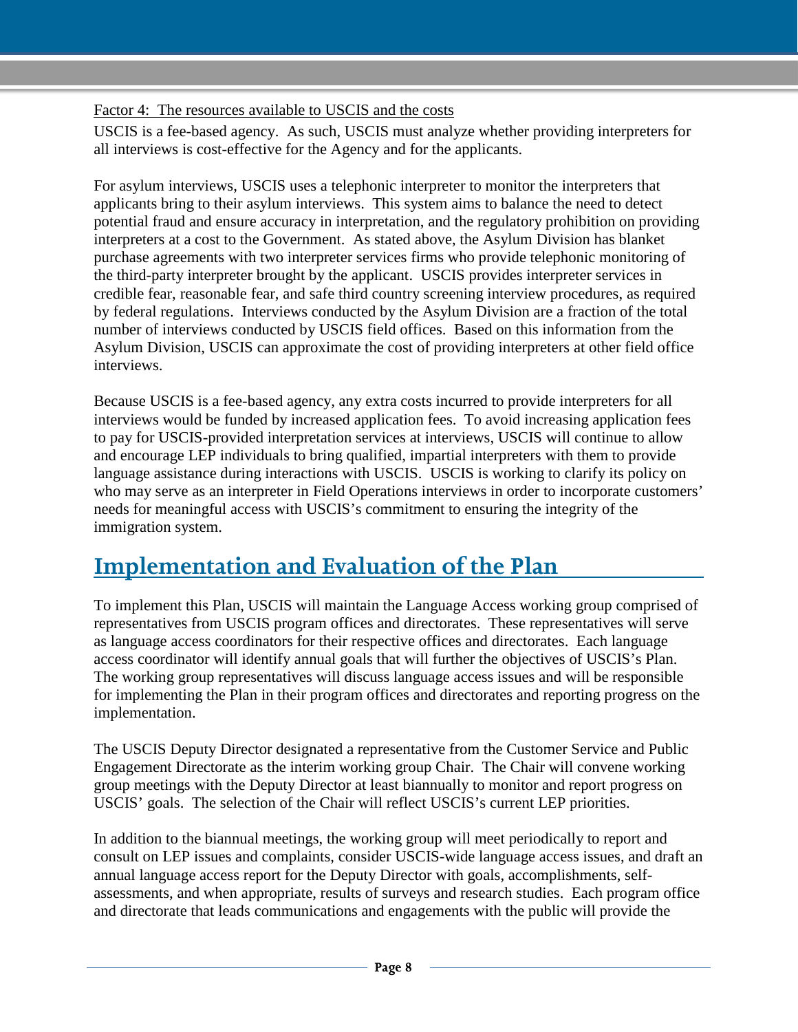Factor 4: The resources available to USCIS and the costs

USCIS is a fee-based agency. As such, USCIS must analyze whether providing interpreters for all interviews is cost-effective for the Agency and for the applicants.

For asylum interviews, USCIS uses a telephonic interpreter to monitor the interpreters that applicants bring to their asylum interviews. This system aims to balance the need to detect potential fraud and ensure accuracy in interpretation, and the regulatory prohibition on providing interpreters at a cost to the Government. As stated above, the Asylum Division has blanket purchase agreements with two interpreter services firms who provide telephonic monitoring of the third-party interpreter brought by the applicant. USCIS provides interpreter services in credible fear, reasonable fear, and safe third country screening interview procedures, as required by federal regulations. Interviews conducted by the Asylum Division are a fraction of the total number of interviews conducted by USCIS field offices. Based on this information from the Asylum Division, USCIS can approximate the cost of providing interpreters at other field office interviews.

Because USCIS is a fee-based agency, any extra costs incurred to provide interpreters for all interviews would be funded by increased application fees. To avoid increasing application fees to pay for USCIS-provided interpretation services at interviews, USCIS will continue to allow and encourage LEP individuals to bring qualified, impartial interpreters with them to provide language assistance during interactions with USCIS. USCIS is working to clarify its policy on who may serve as an interpreter in Field Operations interviews in order to incorporate customers' needs for meaningful access with USCIS's commitment to ensuring the integrity of the immigration system.

## Implementation and Evaluation of the Plan

To implement this Plan, USCIS will maintain the Language Access working group comprised of representatives from USCIS program offices and directorates. These representatives will serve as language access coordinators for their respective offices and directorates. Each language access coordinator will identify annual goals that will further the objectives of USCIS's Plan. The working group representatives will discuss language access issues and will be responsible for implementing the Plan in their program offices and directorates and reporting progress on the implementation.

The USCIS Deputy Director designated a representative from the Customer Service and Public Engagement Directorate as the interim working group Chair. The Chair will convene working group meetings with the Deputy Director at least biannually to monitor and report progress on USCIS' goals. The selection of the Chair will reflect USCIS's current LEP priorities.

In addition to the biannual meetings, the working group will meet periodically to report and consult on LEP issues and complaints, consider USCIS-wide language access issues, and draft an annual language access report for the Deputy Director with goals, accomplishments, self-assessments, and when appropriate, results of surveys and research studies. Each program office and directorate that leads communications and engagements with the public will provide the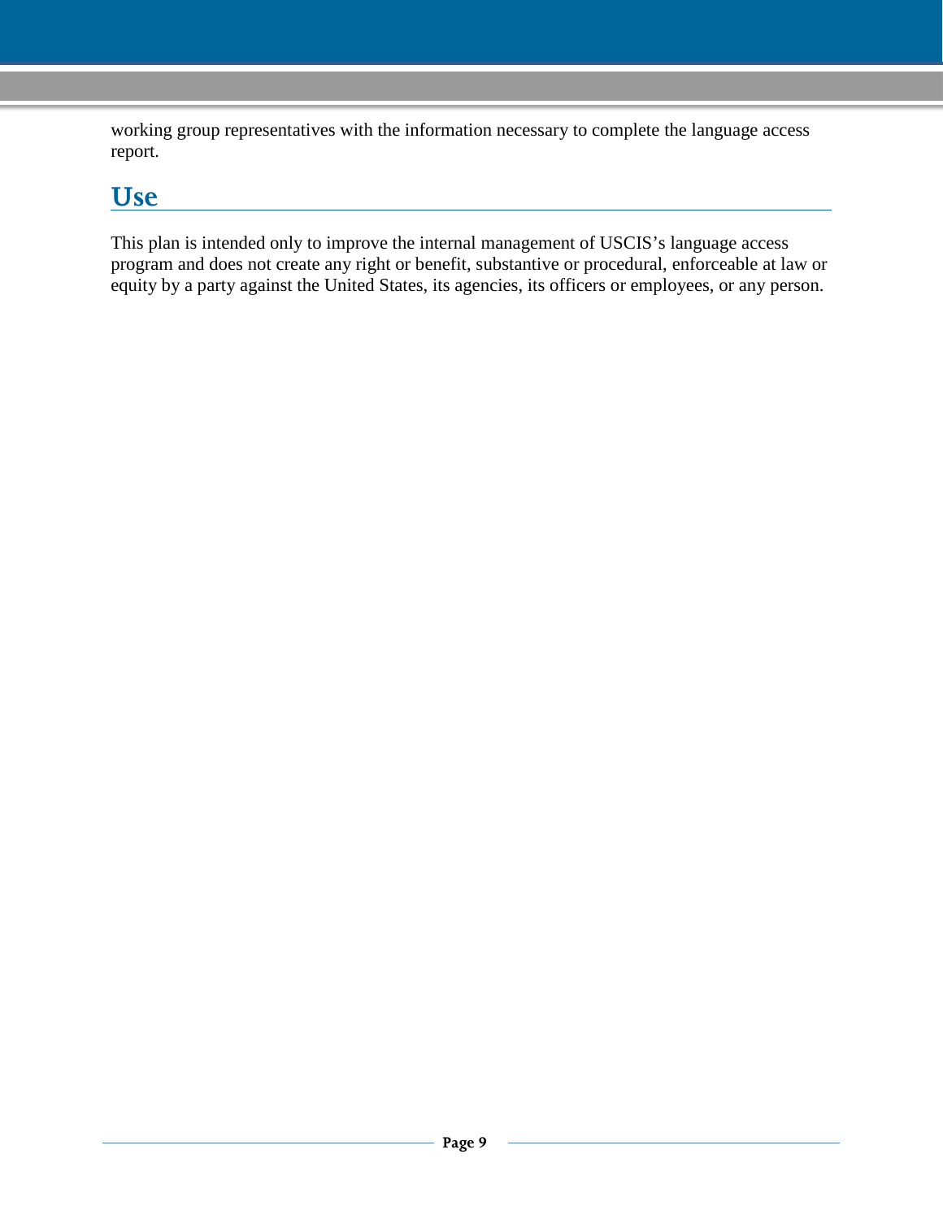working group representatives with the information necessary to complete the language access report.

## Use

This plan is intended only to improve the internal management of USCIS's language access program and does not create any right or benefit, substantive or procedural, enforceable at law or equity by a party against the United States, its agencies, its officers or employees, or any person.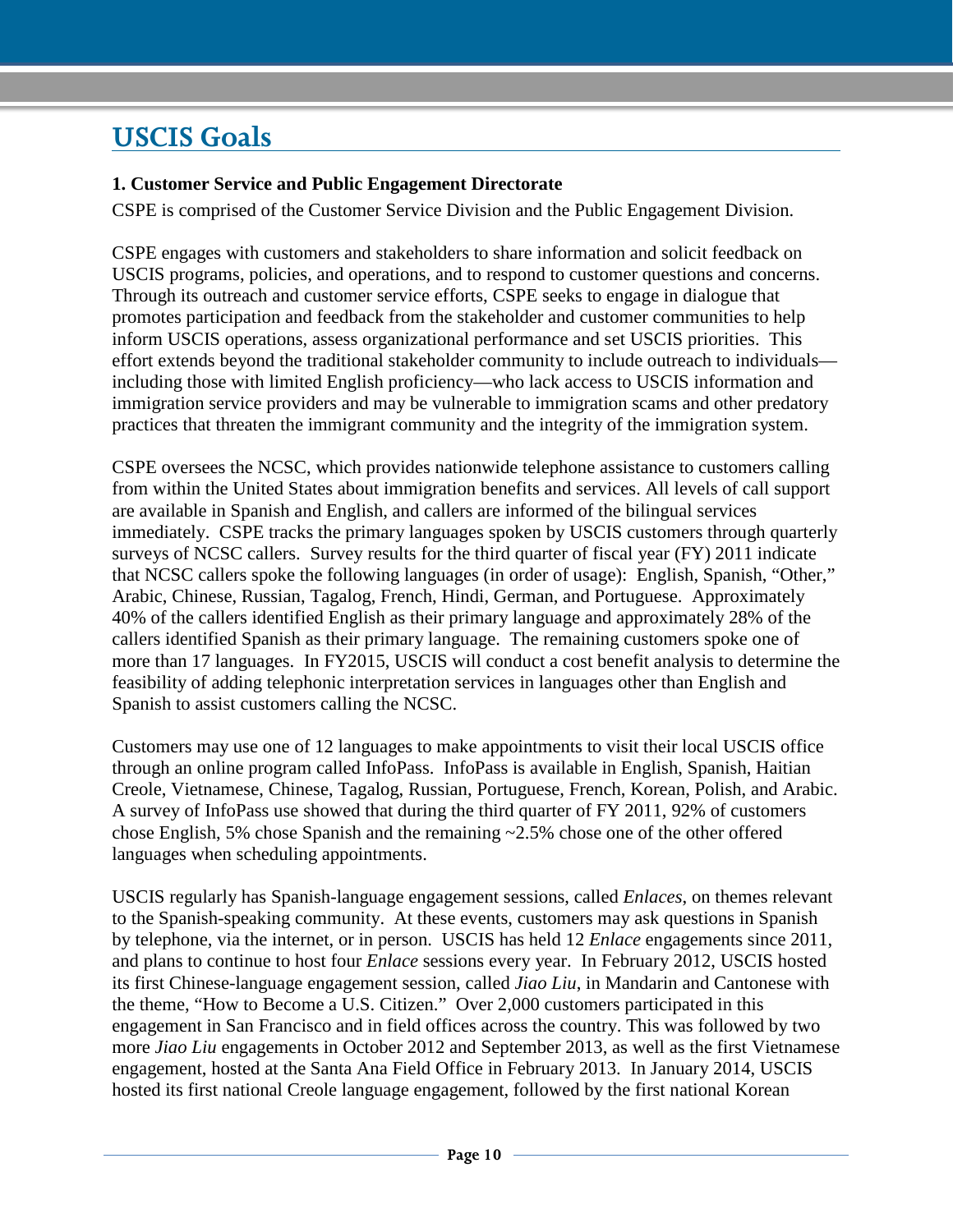## USCIS Goals

### 1. Customer Service and Public Engagement Directorate

CSPE is comprised of the Customer Service Division and the Public Engagement Division.

CSPE engages with customers and stakeholders to share information and solicit feedback on USCIS programs, policies, and operations, and to respond to customer questions and concerns. Through its outreach and customer service efforts, CSPE seeks to engage in dialogue that promotes participation and feedback from the stakeholder and customer communities to help inform USCIS operations, assess organizational performance and set USCIS priorities. This effort extends beyond the traditional stakeholder community to include outreach to individuals—including those with limited English proficiency—who lack access to USCIS information and immigration service providers and may be vulnerable to immigration scams and other predatory practices that threaten the immigrant community and the integrity of the immigration system.

CSPE oversees the NCSC, which provides nationwide telephone assistance to customers calling from within the United States about immigration benefits and services. All levels of call support are available in Spanish and English, and callers are informed of the bilingual services immediately. CSPE tracks the primary languages spoken by USCIS customers through quarterly surveys of NCSC callers. Survey results for the third quarter of fiscal year (FY) 2011 indicate that NCSC callers spoke the following languages (in order of usage): English, Spanish, "Other," Arabic, Chinese, Russian, Tagalog, French, Hindi, German, and Portuguese. Approximately 40% of the callers identified English as their primary language and approximately 28% of the callers identified Spanish as their primary language. The remaining customers spoke one of more than 17 languages. In FY2015, USCIS will conduct a cost benefit analysis to determine the feasibility of adding telephonic interpretation services in languages other than English and Spanish to assist customers calling the NCSC.

Customers may use one of 12 languages to make appointments to visit their local USCIS office through an online program called InfoPass. InfoPass is available in English, Spanish, Haitian Creole, Vietnamese, Chinese, Tagalog, Russian, Portuguese, French, Korean, Polish, and Arabic. A survey of InfoPass use showed that during the third quarter of FY 2011, 92% of customers chose English, 5% chose Spanish and the remaining ~2.5% chose one of the other offered languages when scheduling appointments.

USCIS regularly has Spanish-language engagement sessions, called *Enlaces*, on themes relevant to the Spanish-speaking community. At these events, customers may ask questions in Spanish by telephone, via the internet, or in person. USCIS has held 12 *Enlace* engagements since 2011, and plans to continue to host four *Enlace* sessions every year. In February 2012, USCIS hosted its first Chinese-language engagement session, called *Jiao Liu*, in Mandarin and Cantonese with the theme, "How to Become a U.S. Citizen." Over 2,000 customers participated in this engagement in San Francisco and in field offices across the country. This was followed by two more *Jiao Liu* engagements in October 2012 and September 2013, as well as the first Vietnamese engagement, hosted at the Santa Ana Field Office in February 2013. In January 2014, USCIS hosted its first national Creole language engagement, followed by the first national Korean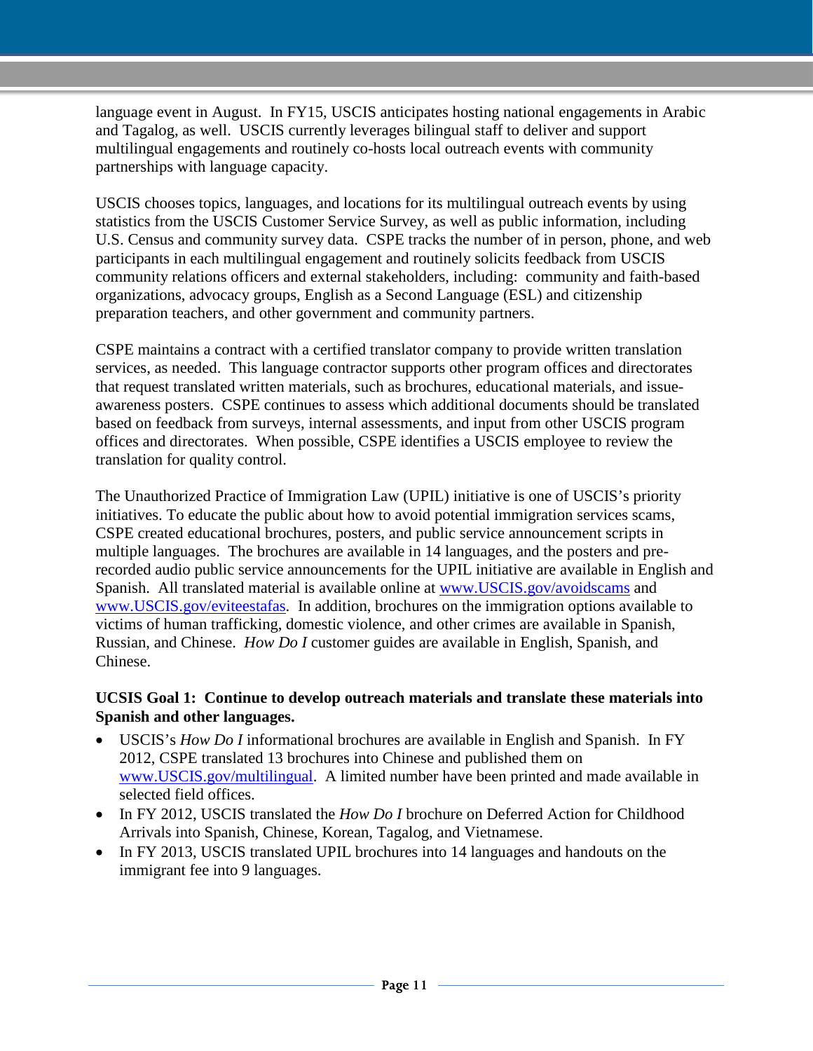language event in August. In FY15, USCIS anticipates hosting national engagements in Arabic and Tagalog, as well. USCIS currently leverages bilingual staff to deliver and support multilingual engagements and routinely co-hosts local outreach events with community partnerships with language capacity.

USCIS chooses topics, languages, and locations for its multilingual outreach events by using statistics from the USCIS Customer Service Survey, as well as public information, including U.S. Census and community survey data. CSPE tracks the number of in person, phone, and web participants in each multilingual engagement and routinely solicits feedback from USCIS community relations officers and external stakeholders, including: community and faith-based organizations, advocacy groups, English as a Second Language (ESL) and citizenship preparation teachers, and other government and community partners.

CSPE maintains a contract with a certified translator company to provide written translation services, as needed. This language contractor supports other program offices and directorates that request translated written materials, such as brochures, educational materials, and issue-awareness posters. CSPE continues to assess which additional documents should be translated based on feedback from surveys, internal assessments, and input from other USCIS program offices and directorates. When possible, CSPE identifies a USCIS employee to review the translation for quality control.

The Unauthorized Practice of Immigration Law (UPIL) initiative is one of USCIS's priority initiatives. To educate the public about how to avoid potential immigration services scams, CSPE created educational brochures, posters, and public service announcement scripts in multiple languages. The brochures are available in 14 languages, and the posters and pre-recorded audio public service announcements for the UPIL initiative are available in English and Spanish. All translated material is available online at www.USCIS.gov/avoidscams and www.USCIS.gov/eviteestafas. In addition, brochures on the immigration options available to victims of human trafficking, domestic violence, and other crimes are available in Spanish, Russian, and Chinese. *How Do I* customer guides are available in English, Spanish, and Chinese.

**UCSIS Goal 1: Continue to develop outreach materials and translate these materials into Spanish and other languages.**

- USCIS's *How Do I* informational brochures are available in English and Spanish. In FY 2012, CSPE translated 13 brochures into Chinese and published them on www.USCIS.gov/multilingual. A limited number have been printed and made available in selected field offices.
- In FY 2012, USCIS translated the *How Do I* brochure on Deferred Action for Childhood Arrivals into Spanish, Chinese, Korean, Tagalog, and Vietnamese.
- In FY 2013, USCIS translated UPIL brochures into 14 languages and handouts on the immigrant fee into 9 languages.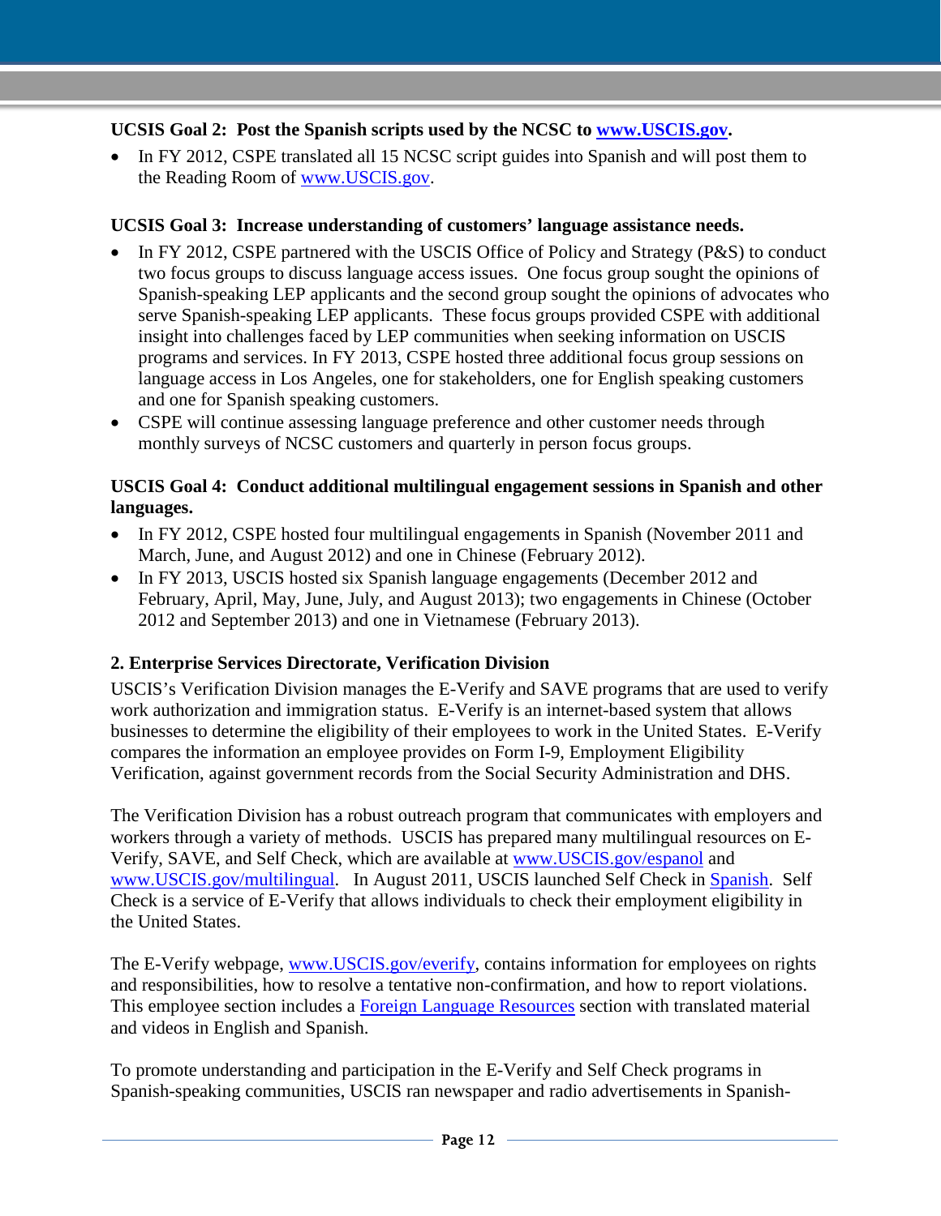**UCSIS Goal 2: Post the Spanish scripts used by the NCSC to [www.USCIS.gov](www.USCIS.gov).**

- In FY 2012, CSPE translated all 15 NCSC script guides into Spanish and will post them to the Reading Room of [www.USCIS.gov](www.USCIS.gov).

**UCSIS Goal 3: Increase understanding of customers' language assistance needs.**

- In FY 2012, CSPE partnered with the USCIS Office of Policy and Strategy (P&S) to conduct two focus groups to discuss language access issues. One focus group sought the opinions of Spanish-speaking LEP applicants and the second group sought the opinions of advocates who serve Spanish-speaking LEP applicants. These focus groups provided CSPE with additional insight into challenges faced by LEP communities when seeking information on USCIS programs and services. In FY 2013, CSPE hosted three additional focus group sessions on language access in Los Angeles, one for stakeholders, one for English speaking customers and one for Spanish speaking customers.
- CSPE will continue assessing language preference and other customer needs through monthly surveys of NCSC customers and quarterly in person focus groups.

**USCIS Goal 4: Conduct additional multilingual engagement sessions in Spanish and other languages.**

- In FY 2012, CSPE hosted four multilingual engagements in Spanish (November 2011 and March, June, and August 2012) and one in Chinese (February 2012).
- In FY 2013, USCIS hosted six Spanish language engagements (December 2012 and February, April, May, June, July, and August 2013); two engagements in Chinese (October 2012 and September 2013) and one in Vietnamese (February 2013).

### 2. Enterprise Services Directorate, Verification Division

USCIS's Verification Division manages the E-Verify and SAVE programs that are used to verify work authorization and immigration status. E-Verify is an internet-based system that allows businesses to determine the eligibility of their employees to work in the United States. E-Verify compares the information an employee provides on Form I-9, Employment Eligibility Verification, against government records from the Social Security Administration and DHS.

The Verification Division has a robust outreach program that communicates with employers and workers through a variety of methods. USCIS has prepared many multilingual resources on E-Verify, SAVE, and Self Check, which are available at [www.USCIS.gov/espanol](www.USCIS.gov/espanol) and [www.USCIS.gov/multilingual](www.USCIS.gov/multilingual). In August 2011, USCIS launched Self Check in Spanish. Self Check is a service of E-Verify that allows individuals to check their employment eligibility in the United States.

The E-Verify webpage, [www.USCIS.gov/everify](www.USCIS.gov/everify), contains information for employees on rights and responsibilities, how to resolve a tentative non-confirmation, and how to report violations. This employee section includes a Foreign Language Resources section with translated material and videos in English and Spanish.

To promote understanding and participation in the E-Verify and Self Check programs in Spanish-speaking communities, USCIS ran newspaper and radio advertisements in Spanish-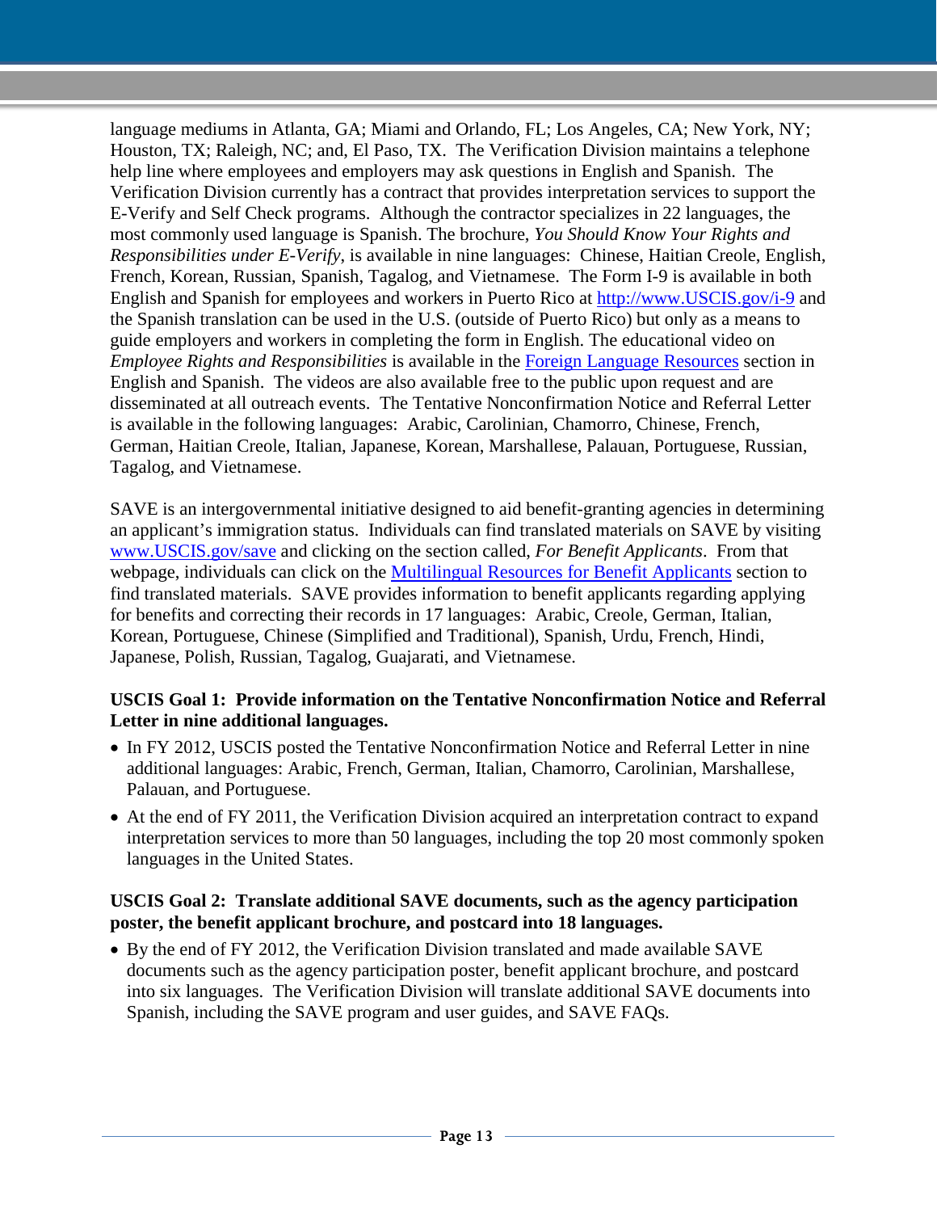language mediums in Atlanta, GA; Miami and Orlando, FL; Los Angeles, CA; New York, NY; Houston, TX; Raleigh, NC; and, El Paso, TX. The Verification Division maintains a telephone help line where employees and employers may ask questions in English and Spanish. The Verification Division currently has a contract that provides interpretation services to support the E-Verify and Self Check programs. Although the contractor specializes in 22 languages, the most commonly used language is Spanish. The brochure, *You Should Know Your Rights and Responsibilities under E-Verify*, is available in nine languages: Chinese, Haitian Creole, English, French, Korean, Russian, Spanish, Tagalog, and Vietnamese. The Form I-9 is available in both English and Spanish for employees and workers in Puerto Rico at [http://www.USCIS.gov/i-9](http://www.USCIS.gov/i-9) and the Spanish translation can be used in the U.S. (outside of Puerto Rico) but only as a means to guide employers and workers in completing the form in English. The educational video on *Employee Rights and Responsibilities* is available in the [Foreign Language Resources](#) section in English and Spanish. The videos are also available free to the public upon request and are disseminated at all outreach events. The Tentative Nonconfirmation Notice and Referral Letter is available in the following languages: Arabic, Carolinian, Chamorro, Chinese, French, German, Haitian Creole, Italian, Japanese, Korean, Marshallese, Palauan, Portuguese, Russian, Tagalog, and Vietnamese.

SAVE is an intergovernmental initiative designed to aid benefit-granting agencies in determining an applicant's immigration status. Individuals can find translated materials on SAVE by visiting [www.USCIS.gov/save](http://www.USCIS.gov/save) and clicking on the section called, *For Benefit Applicants*. From that webpage, individuals can click on the [Multilingual Resources for Benefit Applicants](#) section to find translated materials. SAVE provides information to benefit applicants regarding applying for benefits and correcting their records in 17 languages: Arabic, Creole, German, Italian, Korean, Portuguese, Chinese (Simplified and Traditional), Spanish, Urdu, French, Hindi, Japanese, Polish, Russian, Tagalog, Guajarati, and Vietnamese.

**USCIS Goal 1: Provide information on the Tentative Nonconfirmation Notice and Referral Letter in nine additional languages.**

- In FY 2012, USCIS posted the Tentative Nonconfirmation Notice and Referral Letter in nine additional languages: Arabic, French, German, Italian, Chamorro, Carolinian, Marshallese, Palauan, and Portuguese.
- At the end of FY 2011, the Verification Division acquired an interpretation contract to expand interpretation services to more than 50 languages, including the top 20 most commonly spoken languages in the United States.

**USCIS Goal 2: Translate additional SAVE documents, such as the agency participation poster, the benefit applicant brochure, and postcard into 18 languages.**

- By the end of FY 2012, the Verification Division translated and made available SAVE documents such as the agency participation poster, benefit applicant brochure, and postcard into six languages. The Verification Division will translate additional SAVE documents into Spanish, including the SAVE program and user guides, and SAVE FAQs.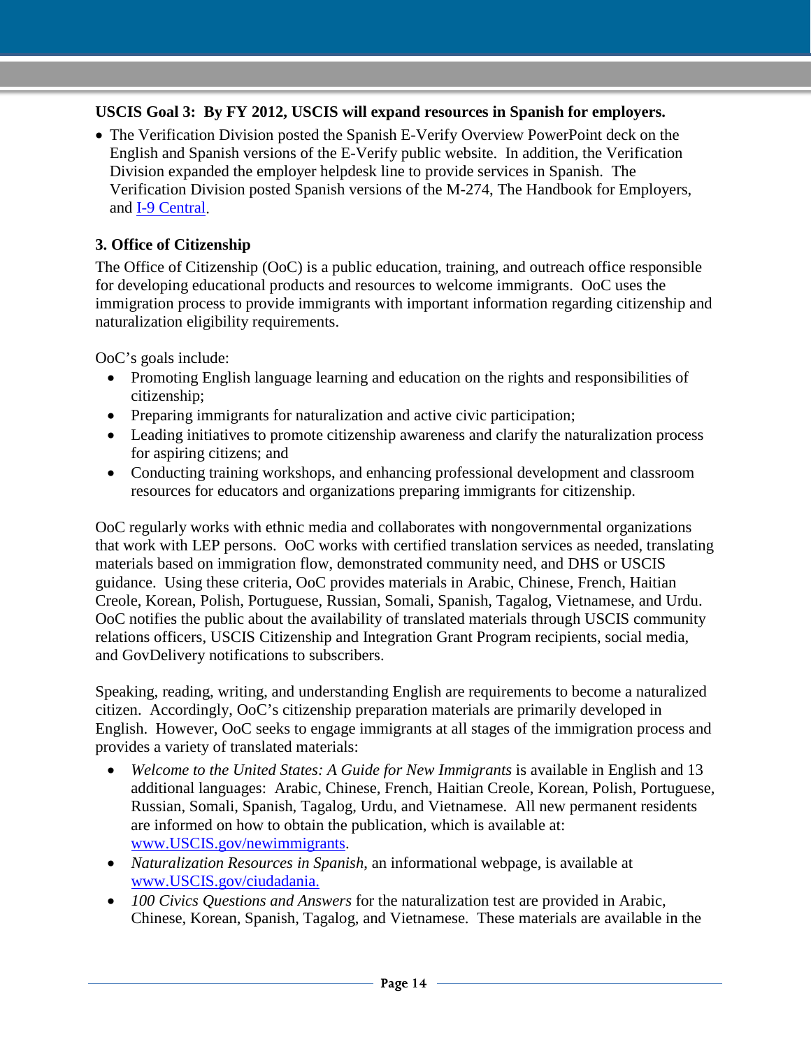**USCIS Goal 3: By FY 2012, USCIS will expand resources in Spanish for employers.**

- The Verification Division posted the Spanish E-Verify Overview PowerPoint deck on the English and Spanish versions of the E-Verify public website. In addition, the Verification Division expanded the employer helpdesk line to provide services in Spanish. The Verification Division posted Spanish versions of the M-274, The Handbook for Employers, and I-9 Central.

### 3. Office of Citizenship

The Office of Citizenship (OoC) is a public education, training, and outreach office responsible for developing educational products and resources to welcome immigrants. OoC uses the immigration process to provide immigrants with important information regarding citizenship and naturalization eligibility requirements.

OoC's goals include:

- Promoting English language learning and education on the rights and responsibilities of citizenship;
- Preparing immigrants for naturalization and active civic participation;
- Leading initiatives to promote citizenship awareness and clarify the naturalization process for aspiring citizens; and
- Conducting training workshops, and enhancing professional development and classroom resources for educators and organizations preparing immigrants for citizenship.

OoC regularly works with ethnic media and collaborates with nongovernmental organizations that work with LEP persons. OoC works with certified translation services as needed, translating materials based on immigration flow, demonstrated community need, and DHS or USCIS guidance. Using these criteria, OoC provides materials in Arabic, Chinese, French, Haitian Creole, Korean, Polish, Portuguese, Russian, Somali, Spanish, Tagalog, Vietnamese, and Urdu. OoC notifies the public about the availability of translated materials through USCIS community relations officers, USCIS Citizenship and Integration Grant Program recipients, social media, and GovDelivery notifications to subscribers.

Speaking, reading, writing, and understanding English are requirements to become a naturalized citizen. Accordingly, OoC's citizenship preparation materials are primarily developed in English. However, OoC seeks to engage immigrants at all stages of the immigration process and provides a variety of translated materials:

- *Welcome to the United States: A Guide for New Immigrants* is available in English and 13 additional languages: Arabic, Chinese, French, Haitian Creole, Korean, Polish, Portuguese, Russian, Somali, Spanish, Tagalog, Urdu, and Vietnamese. All new permanent residents are informed on how to obtain the publication, which is available at: www.USCIS.gov/newimmigrants.
- *Naturalization Resources in Spanish*, an informational webpage, is available at www.USCIS.gov/ciudadania.
- *100 Civics Questions and Answers* for the naturalization test are provided in Arabic, Chinese, Korean, Spanish, Tagalog, and Vietnamese. These materials are available in the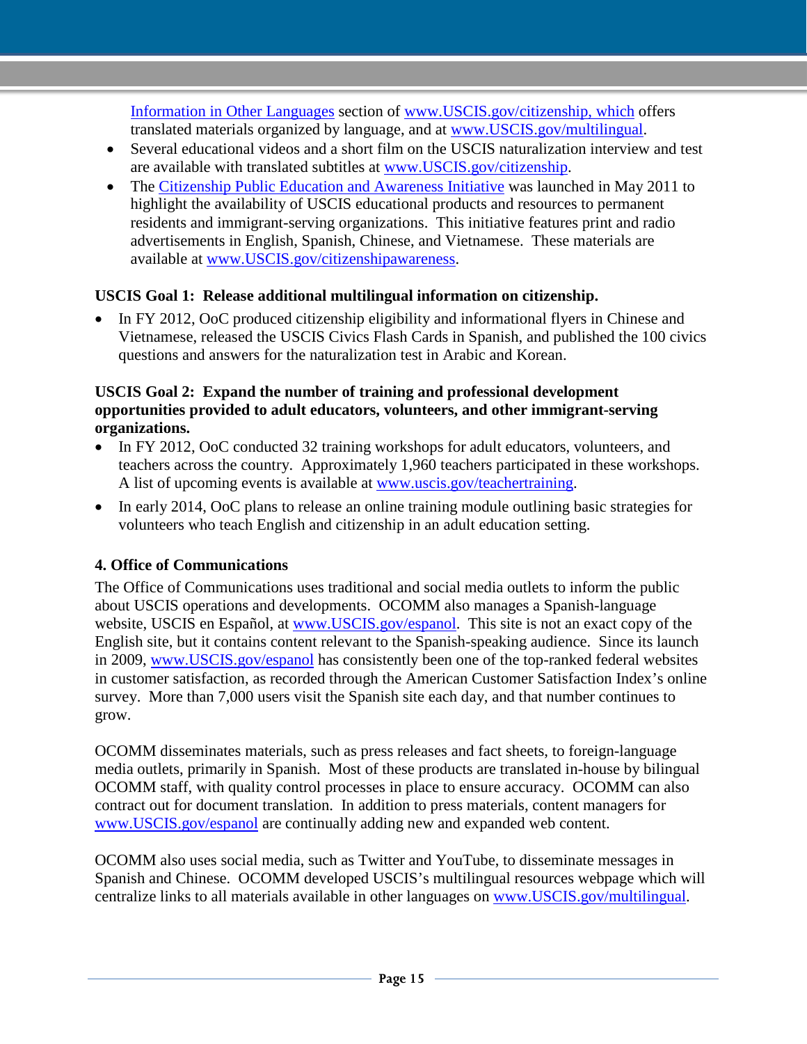[Information in Other Languages](#) section of [www.USCIS.gov/citizenship, which](#) offers translated materials organized by language, and at [www.USCIS.gov/multilingual](#).

- Several educational videos and a short film on the USCIS naturalization interview and test are available with translated subtitles at [www.USCIS.gov/citizenship](#).
- The [Citizenship Public Education and Awareness Initiative](#) was launched in May 2011 to highlight the availability of USCIS educational products and resources to permanent residents and immigrant-serving organizations. This initiative features print and radio advertisements in English, Spanish, Chinese, and Vietnamese. These materials are available at [www.USCIS.gov/citizenshipawareness](#).

**USCIS Goal 1: Release additional multilingual information on citizenship.**

- In FY 2012, OoC produced citizenship eligibility and informational flyers in Chinese and Vietnamese, released the USCIS Civics Flash Cards in Spanish, and published the 100 civics questions and answers for the naturalization test in Arabic and Korean.

**USCIS Goal 2: Expand the number of training and professional development opportunities provided to adult educators, volunteers, and other immigrant-serving organizations.**

- In FY 2012, OoC conducted 32 training workshops for adult educators, volunteers, and teachers across the country. Approximately 1,960 teachers participated in these workshops. A list of upcoming events is available at [www.uscis.gov/teachertraining](#).
- In early 2014, OoC plans to release an online training module outlining basic strategies for volunteers who teach English and citizenship in an adult education setting.

#### 4. Office of Communications

The Office of Communications uses traditional and social media outlets to inform the public about USCIS operations and developments. OCOMM also manages a Spanish-language website, USCIS en Español, at [www.USCIS.gov/espanol](#). This site is not an exact copy of the English site, but it contains content relevant to the Spanish-speaking audience. Since its launch in 2009, [www.USCIS.gov/espanol](#) has consistently been one of the top-ranked federal websites in customer satisfaction, as recorded through the American Customer Satisfaction Index's online survey. More than 7,000 users visit the Spanish site each day, and that number continues to grow.

OCOMM disseminates materials, such as press releases and fact sheets, to foreign-language media outlets, primarily in Spanish. Most of these products are translated in-house by bilingual OCOMM staff, with quality control processes in place to ensure accuracy. OCOMM can also contract out for document translation. In addition to press materials, content managers for [www.USCIS.gov/espanol](#) are continually adding new and expanded web content.

OCOMM also uses social media, such as Twitter and YouTube, to disseminate messages in Spanish and Chinese. OCOMM developed USCIS's multilingual resources webpage which will centralize links to all materials available in other languages on [www.USCIS.gov/multilingual](#).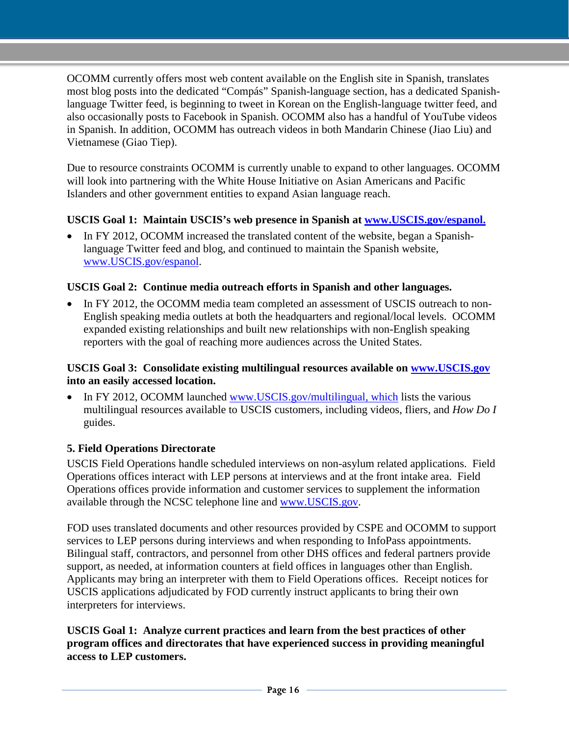OCOMM currently offers most web content available on the English site in Spanish, translates most blog posts into the dedicated "Compás" Spanish-language section, has a dedicated Spanish-language Twitter feed, is beginning to tweet in Korean on the English-language twitter feed, and also occasionally posts to Facebook in Spanish. OCOMM also has a handful of YouTube videos in Spanish. In addition, OCOMM has outreach videos in both Mandarin Chinese (Jiao Liu) and Vietnamese (Giao Tiep).

Due to resource constraints OCOMM is currently unable to expand to other languages. OCOMM will look into partnering with the White House Initiative on Asian Americans and Pacific Islanders and other government entities to expand Asian language reach.

**USCIS Goal 1: Maintain USCIS's web presence in Spanish at www.USCIS.gov/espanol.**

- In FY 2012, OCOMM increased the translated content of the website, began a Spanish-language Twitter feed and blog, and continued to maintain the Spanish website, www.USCIS.gov/espanol.

**USCIS Goal 2: Continue media outreach efforts in Spanish and other languages.**

- In FY 2012, the OCOMM media team completed an assessment of USCIS outreach to non-English speaking media outlets at both the headquarters and regional/local levels. OCOMM expanded existing relationships and built new relationships with non-English speaking reporters with the goal of reaching more audiences across the United States.

**USCIS Goal 3: Consolidate existing multilingual resources available on www.USCIS.gov into an easily accessed location.**

- In FY 2012, OCOMM launched www.USCIS.gov/multilingual, which lists the various multilingual resources available to USCIS customers, including videos, fliers, and *How Do I* guides.

**5. Field Operations Directorate**

USCIS Field Operations handle scheduled interviews on non-asylum related applications. Field Operations offices interact with LEP persons at interviews and at the front intake area. Field Operations offices provide information and customer services to supplement the information available through the NCSC telephone line and www.USCIS.gov.

FOD uses translated documents and other resources provided by CSPE and OCOMM to support services to LEP persons during interviews and when responding to InfoPass appointments. Bilingual staff, contractors, and personnel from other DHS offices and federal partners provide support, as needed, at information counters at field offices in languages other than English. Applicants may bring an interpreter with them to Field Operations offices. Receipt notices for USCIS applications adjudicated by FOD currently instruct applicants to bring their own interpreters for interviews.

**USCIS Goal 1: Analyze current practices and learn from the best practices of other program offices and directorates that have experienced success in providing meaningful access to LEP customers.**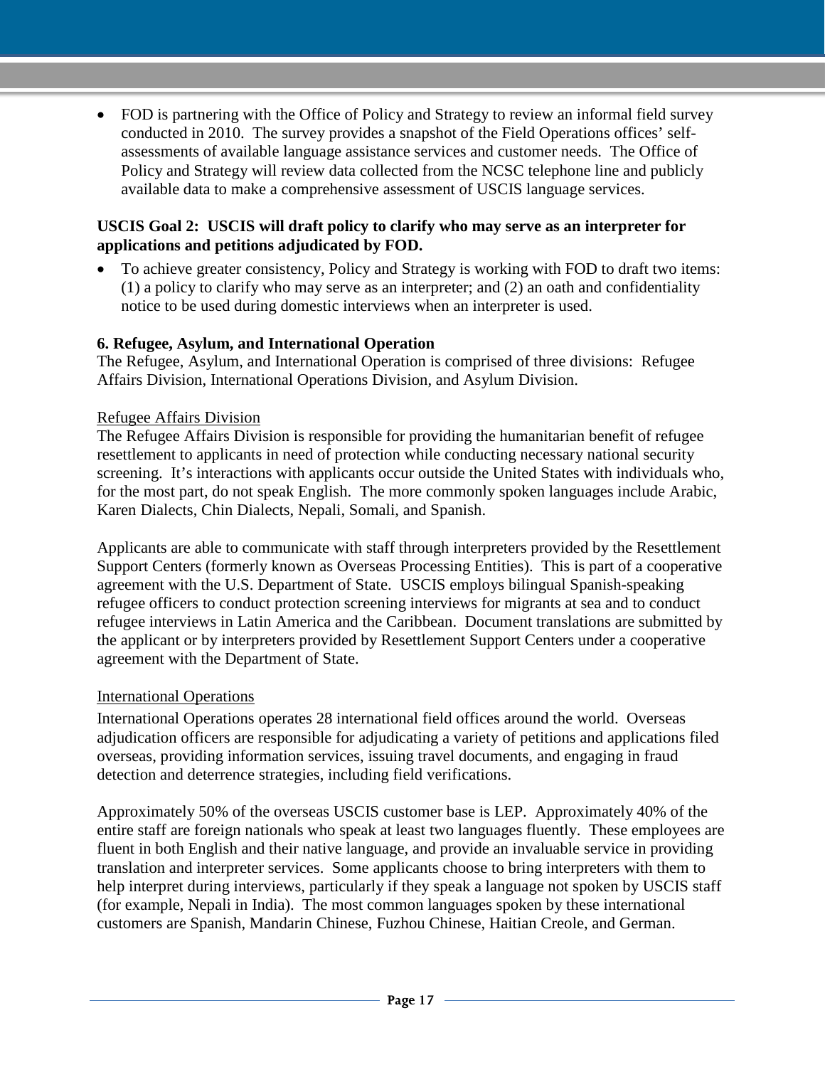- FOD is partnering with the Office of Policy and Strategy to review an informal field survey conducted in 2010. The survey provides a snapshot of the Field Operations offices' self-assessments of available language assistance services and customer needs. The Office of Policy and Strategy will review data collected from the NCSC telephone line and publicly available data to make a comprehensive assessment of USCIS language services.

**USCIS Goal 2: USCIS will draft policy to clarify who may serve as an interpreter for applications and petitions adjudicated by FOD.**

- To achieve greater consistency, Policy and Strategy is working with FOD to draft two items: (1) a policy to clarify who may serve as an interpreter; and (2) an oath and confidentiality notice to be used during domestic interviews when an interpreter is used.

**6. Refugee, Asylum, and International Operation**

The Refugee, Asylum, and International Operation is comprised of three divisions: Refugee Affairs Division, International Operations Division, and Asylum Division.

Refugee Affairs Division

The Refugee Affairs Division is responsible for providing the humanitarian benefit of refugee resettlement to applicants in need of protection while conducting necessary national security screening. It's interactions with applicants occur outside the United States with individuals who, for the most part, do not speak English. The more commonly spoken languages include Arabic, Karen Dialects, Chin Dialects, Nepali, Somali, and Spanish.

Applicants are able to communicate with staff through interpreters provided by the Resettlement Support Centers (formerly known as Overseas Processing Entities). This is part of a cooperative agreement with the U.S. Department of State. USCIS employs bilingual Spanish-speaking refugee officers to conduct protection screening interviews for migrants at sea and to conduct refugee interviews in Latin America and the Caribbean. Document translations are submitted by the applicant or by interpreters provided by Resettlement Support Centers under a cooperative agreement with the Department of State.

International Operations

International Operations operates 28 international field offices around the world. Overseas adjudication officers are responsible for adjudicating a variety of petitions and applications filed overseas, providing information services, issuing travel documents, and engaging in fraud detection and deterrence strategies, including field verifications.

Approximately 50% of the overseas USCIS customer base is LEP. Approximately 40% of the entire staff are foreign nationals who speak at least two languages fluently. These employees are fluent in both English and their native language, and provide an invaluable service in providing translation and interpreter services. Some applicants choose to bring interpreters with them to help interpret during interviews, particularly if they speak a language not spoken by USCIS staff (for example, Nepali in India). The most common languages spoken by these international customers are Spanish, Mandarin Chinese, Fuzhou Chinese, Haitian Creole, and German.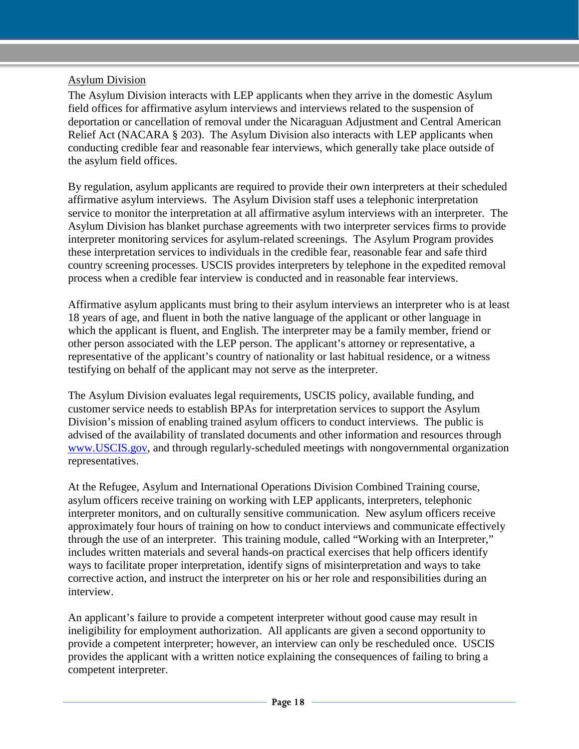Asylum Division

The Asylum Division interacts with LEP applicants when they arrive in the domestic Asylum field offices for affirmative asylum interviews and interviews related to the suspension of deportation or cancellation of removal under the Nicaraguan Adjustment and Central American Relief Act (NACARA § 203). The Asylum Division also interacts with LEP applicants when conducting credible fear and reasonable fear interviews, which generally take place outside of the asylum field offices.

By regulation, asylum applicants are required to provide their own interpreters at their scheduled affirmative asylum interviews. The Asylum Division staff uses a telephonic interpretation service to monitor the interpretation at all affirmative asylum interviews with an interpreter. The Asylum Division has blanket purchase agreements with two interpreter services firms to provide interpreter monitoring services for asylum-related screenings. The Asylum Program provides these interpretation services to individuals in the credible fear, reasonable fear and safe third country screening processes. USCIS provides interpreters by telephone in the expedited removal process when a credible fear interview is conducted and in reasonable fear interviews.

Affirmative asylum applicants must bring to their asylum interviews an interpreter who is at least 18 years of age, and fluent in both the native language of the applicant or other language in which the applicant is fluent, and English. The interpreter may be a family member, friend or other person associated with the LEP person. The applicant's attorney or representative, a representative of the applicant's country of nationality or last habitual residence, or a witness testifying on behalf of the applicant may not serve as the interpreter.

The Asylum Division evaluates legal requirements, USCIS policy, available funding, and customer service needs to establish BPAs for interpretation services to support the Asylum Division's mission of enabling trained asylum officers to conduct interviews. The public is advised of the availability of translated documents and other information and resources through [www.USCIS.gov](http://www.USCIS.gov), and through regularly-scheduled meetings with nongovernmental organization representatives.

At the Refugee, Asylum and International Operations Division Combined Training course, asylum officers receive training on working with LEP applicants, interpreters, telephonic interpreter monitors, and on culturally sensitive communication. New asylum officers receive approximately four hours of training on how to conduct interviews and communicate effectively through the use of an interpreter. This training module, called "Working with an Interpreter," includes written materials and several hands-on practical exercises that help officers identify ways to facilitate proper interpretation, identify signs of misinterpretation and ways to take corrective action, and instruct the interpreter on his or her role and responsibilities during an interview.

An applicant's failure to provide a competent interpreter without good cause may result in ineligibility for employment authorization. All applicants are given a second opportunity to provide a competent interpreter; however, an interview can only be rescheduled once. USCIS provides the applicant with a written notice explaining the consequences of failing to bring a competent interpreter.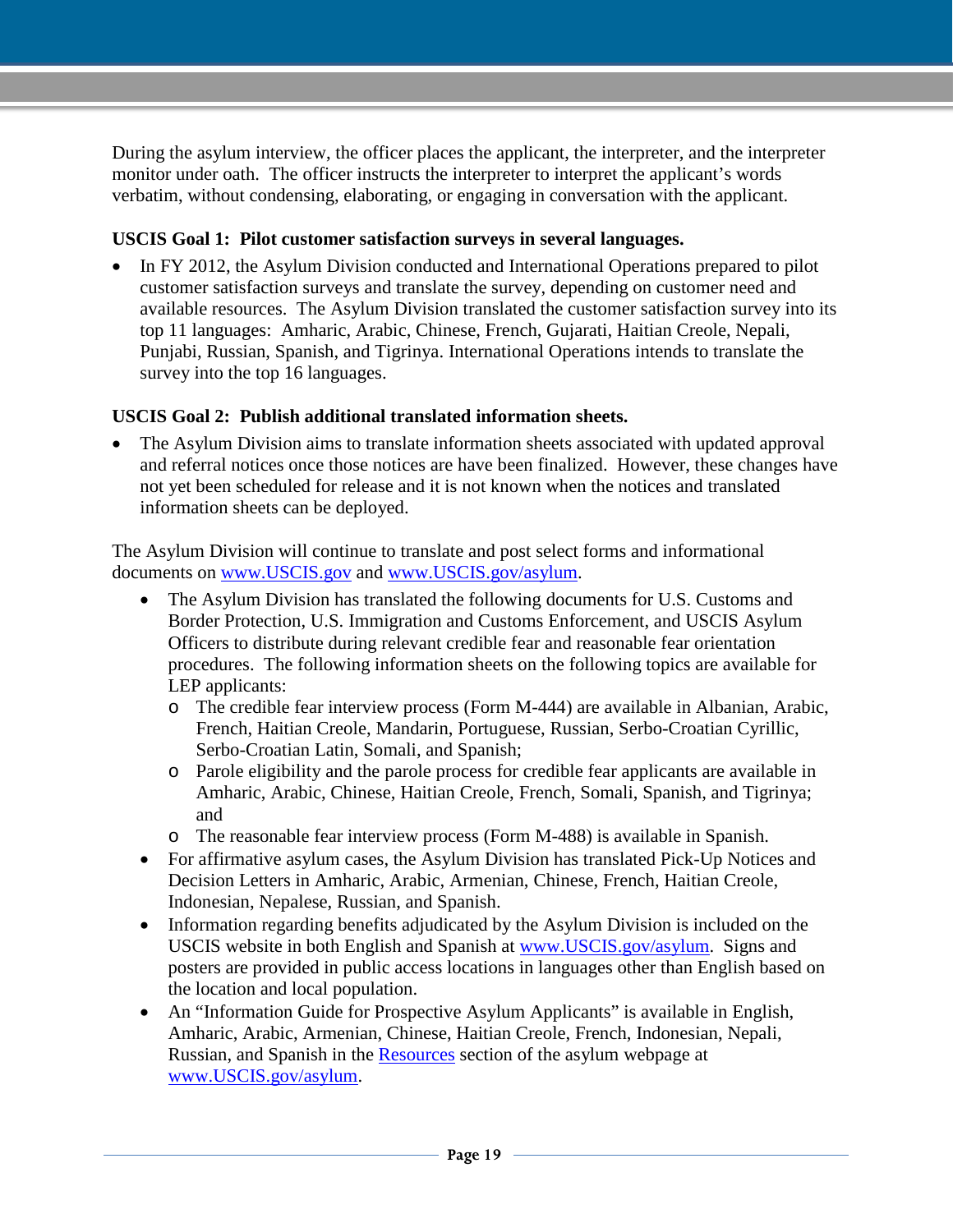During the asylum interview, the officer places the applicant, the interpreter, and the interpreter monitor under oath. The officer instructs the interpreter to interpret the applicant's words verbatim, without condensing, elaborating, or engaging in conversation with the applicant.

**USCIS Goal 1: Pilot customer satisfaction surveys in several languages.**

- In FY 2012, the Asylum Division conducted and International Operations prepared to pilot customer satisfaction surveys and translate the survey, depending on customer need and available resources. The Asylum Division translated the customer satisfaction survey into its top 11 languages: Amharic, Arabic, Chinese, French, Gujarati, Haitian Creole, Nepali, Punjabi, Russian, Spanish, and Tigrinya. International Operations intends to translate the survey into the top 16 languages.

**USCIS Goal 2: Publish additional translated information sheets.**

- The Asylum Division aims to translate information sheets associated with updated approval and referral notices once those notices are have been finalized. However, these changes have not yet been scheduled for release and it is not known when the notices and translated information sheets can be deployed.

The Asylum Division will continue to translate and post select forms and informational documents on [www.USCIS.gov](www.USCIS.gov) and [www.USCIS.gov/asylum](www.USCIS.gov/asylum).

- The Asylum Division has translated the following documents for U.S. Customs and Border Protection, U.S. Immigration and Customs Enforcement, and USCIS Asylum Officers to distribute during relevant credible fear and reasonable fear orientation procedures. The following information sheets on the following topics are available for LEP applicants:
  - The credible fear interview process (Form M-444) are available in Albanian, Arabic, French, Haitian Creole, Mandarin, Portuguese, Russian, Serbo-Croatian Cyrillic, Serbo-Croatian Latin, Somali, and Spanish;
  - Parole eligibility and the parole process for credible fear applicants are available in Amharic, Arabic, Chinese, Haitian Creole, French, Somali, Spanish, and Tigrinya; and
  - The reasonable fear interview process (Form M-488) is available in Spanish.
- For affirmative asylum cases, the Asylum Division has translated Pick-Up Notices and Decision Letters in Amharic, Arabic, Armenian, Chinese, French, Haitian Creole, Indonesian, Nepalese, Russian, and Spanish.
- Information regarding benefits adjudicated by the Asylum Division is included on the USCIS website in both English and Spanish at [www.USCIS.gov/asylum](www.USCIS.gov/asylum). Signs and posters are provided in public access locations in languages other than English based on the location and local population.
- An "Information Guide for Prospective Asylum Applicants" is available in English, Amharic, Arabic, Armenian, Chinese, Haitian Creole, French, Indonesian, Nepali, Russian, and Spanish in the Resources section of the asylum webpage at [www.USCIS.gov/asylum](www.USCIS.gov/asylum).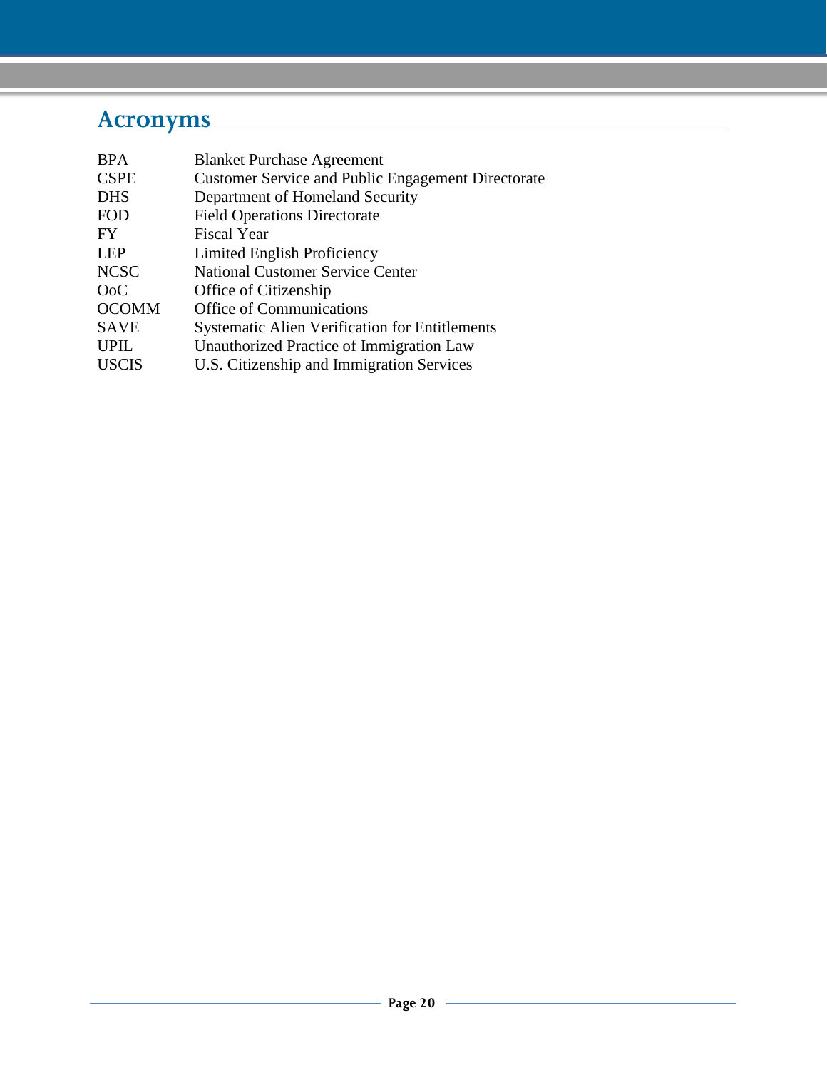## Acronyms

| | |
|---|---|
| BPA | Blanket Purchase Agreement |
| CSPE | Customer Service and Public Engagement Directorate |
| DHS | Department of Homeland Security |
| FOD | Field Operations Directorate |
| FY | Fiscal Year |
| LEP | Limited English Proficiency |
| NCSC | National Customer Service Center |
| OoC | Office of Citizenship |
| OCOMM | Office of Communications |
| SAVE | Systematic Alien Verification for Entitlements |
| UPIL | Unauthorized Practice of Immigration Law |
| USCIS | U.S. Citizenship and Immigration Services |